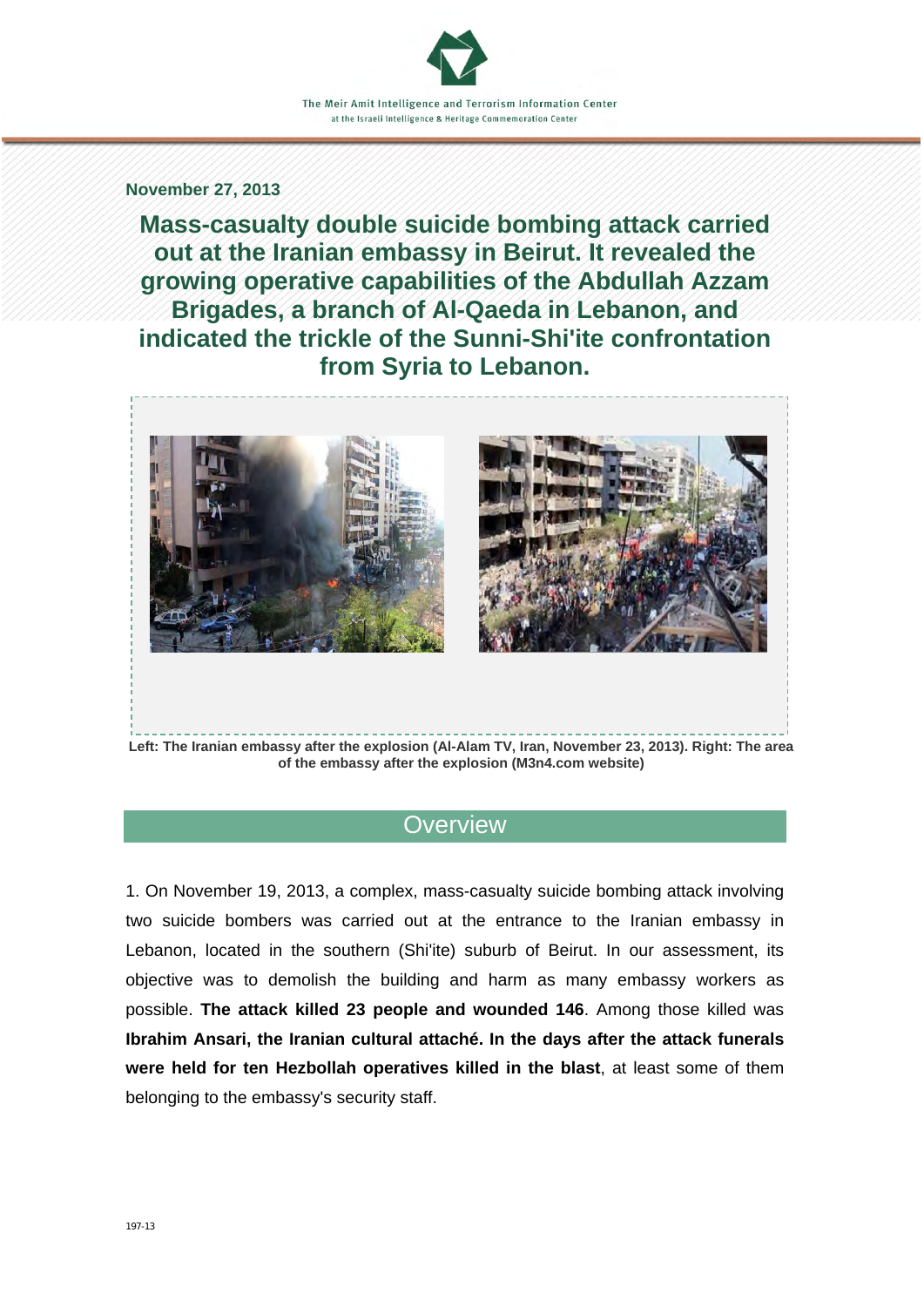The Meir Amit Intelligence and Terrorism Information Center
at the Israeli Intelligence & Heritage Commemoration Center

**November 27, 2013**

# Mass-casualty double suicide bombing attack carried out at the Iranian embassy in Beirut. It revealed the growing operative capabilities of the Abdullah Azzam Brigades, a branch of Al-Qaeda in Lebanon, and indicated the trickle of the Sunni-Shi'ite confrontation from Syria to Lebanon.

**Left: The Iranian embassy after the explosion (Al-Alam TV, Iran, November 23, 2013). Right: The area of the embassy after the explosion (M3n4.com website)**

## Overview

1. On November 19, 2013, a complex, mass-casualty suicide bombing attack involving two suicide bombers was carried out at the entrance to the Iranian embassy in Lebanon, located in the southern (Shi'ite) suburb of Beirut. In our assessment, its objective was to demolish the building and harm as many embassy workers as possible. **The attack killed 23 people and wounded 146**. Among those killed was **Ibrahim Ansari, the Iranian cultural attaché. In the days after the attack funerals were held for ten Hezbollah operatives killed in the blast**, at least some of them belonging to the embassy's security staff.

197-13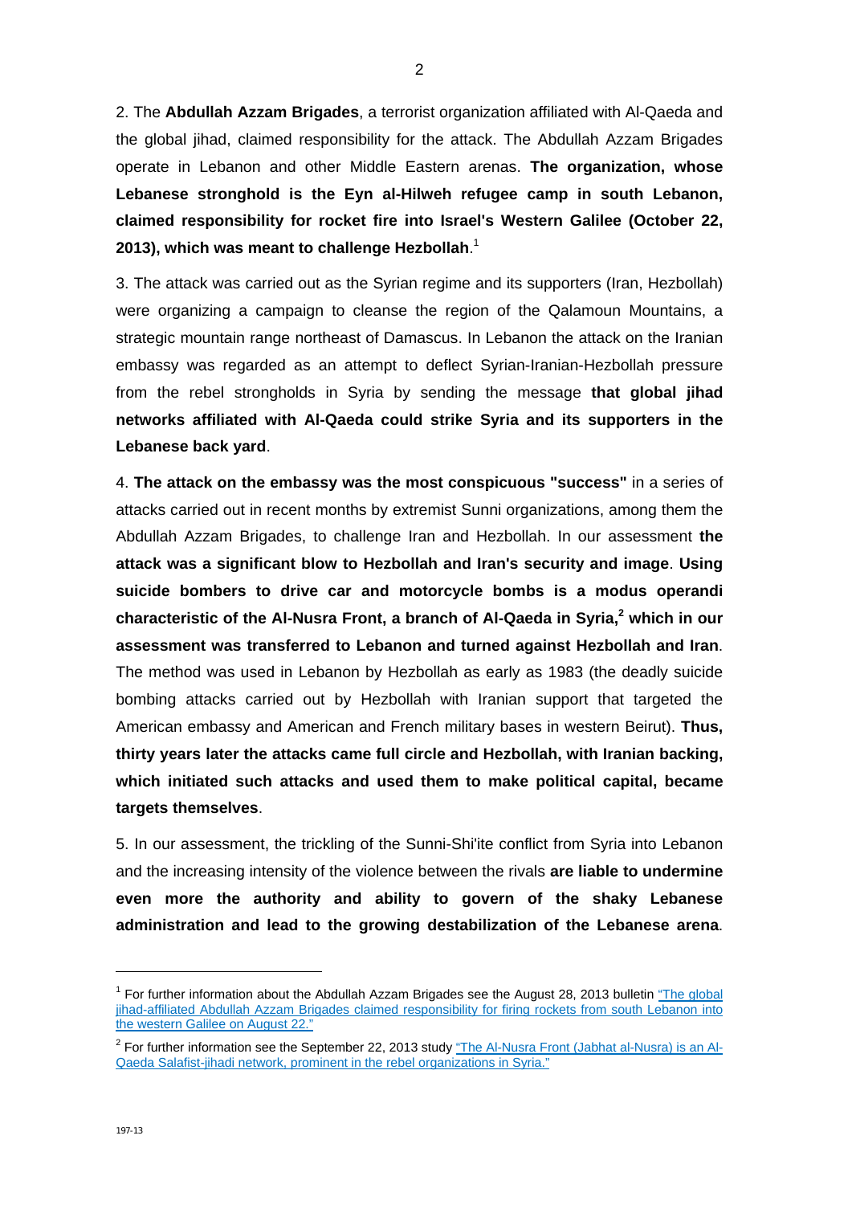2. The **Abdullah Azzam Brigades**, a terrorist organization affiliated with Al-Qaeda and the global jihad, claimed responsibility for the attack. The Abdullah Azzam Brigades operate in Lebanon and other Middle Eastern arenas. **The organization, whose Lebanese stronghold is the Eyn al-Hilweh refugee camp in south Lebanon, claimed responsibility for rocket fire into Israel's Western Galilee (October 22, 2013), which was meant to challenge Hezbollah**.[1]

3. The attack was carried out as the Syrian regime and its supporters (Iran, Hezbollah) were organizing a campaign to cleanse the region of the Qalamoun Mountains, a strategic mountain range northeast of Damascus. In Lebanon the attack on the Iranian embassy was regarded as an attempt to deflect Syrian-Iranian-Hezbollah pressure from the rebel strongholds in Syria by sending the message **that global jihad networks affiliated with Al-Qaeda could strike Syria and its supporters in the Lebanese back yard**.

4. **The attack on the embassy was the most conspicuous "success"** in a series of attacks carried out in recent months by extremist Sunni organizations, among them the Abdullah Azzam Brigades, to challenge Iran and Hezbollah. In our assessment **the attack was a significant blow to Hezbollah and Iran's security and image**. **Using suicide bombers to drive car and motorcycle bombs is a modus operandi characteristic of the Al-Nusra Front, a branch of Al-Qaeda in Syria,[2] which in our assessment was transferred to Lebanon and turned against Hezbollah and Iran**. The method was used in Lebanon by Hezbollah as early as 1983 (the deadly suicide bombing attacks carried out by Hezbollah with Iranian support that targeted the American embassy and American and French military bases in western Beirut). **Thus, thirty years later the attacks came full circle and Hezbollah, with Iranian backing, which initiated such attacks and used them to make political capital, became targets themselves**.

5. In our assessment, the trickling of the Sunni-Shi'ite conflict from Syria into Lebanon and the increasing intensity of the violence between the rivals **are liable to undermine even more the authority and ability to govern of the shaky Lebanese administration and lead to the growing destabilization of the Lebanese arena**.

---

[1] For further information about the Abdullah Azzam Brigades see the August 28, 2013 bulletin "The global jihad-affiliated Abdullah Azzam Brigades claimed responsibility for firing rockets from south Lebanon into the western Galilee on August 22."

[2] For further information see the September 22, 2013 study "The Al-Nusra Front (Jabhat al-Nusra) is an Al-Qaeda Salafist-jihadi network, prominent in the rebel organizations in Syria."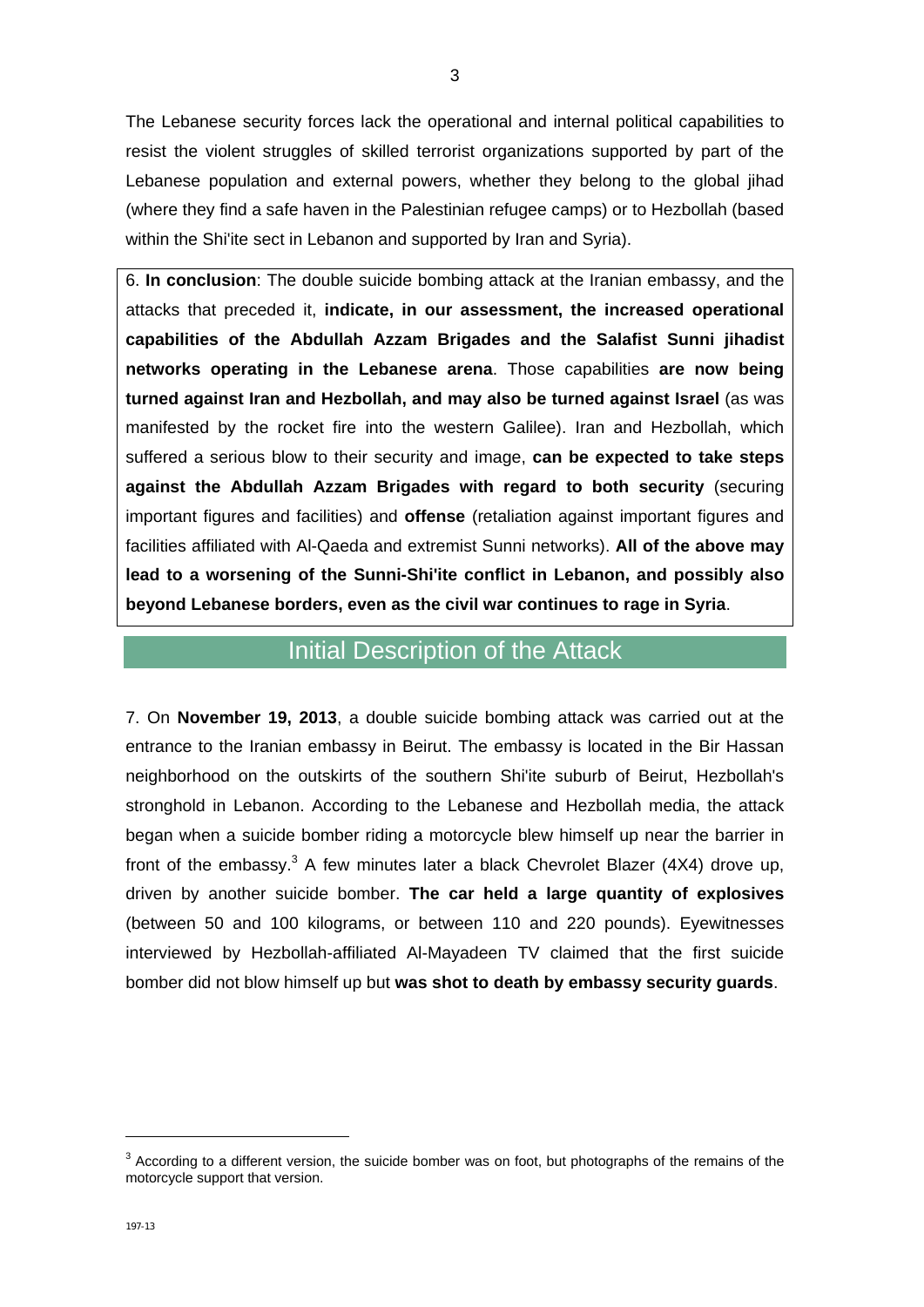The Lebanese security forces lack the operational and internal political capabilities to resist the violent struggles of skilled terrorist organizations supported by part of the Lebanese population and external powers, whether they belong to the global jihad (where they find a safe haven in the Palestinian refugee camps) or to Hezbollah (based within the Shi'ite sect in Lebanon and supported by Iran and Syria).

6. **In conclusion**: The double suicide bombing attack at the Iranian embassy, and the attacks that preceded it, **indicate, in our assessment, the increased operational capabilities of the Abdullah Azzam Brigades and the Salafist Sunni jihadist networks operating in the Lebanese arena**. Those capabilities **are now being turned against Iran and Hezbollah, and may also be turned against Israel** (as was manifested by the rocket fire into the western Galilee). Iran and Hezbollah, which suffered a serious blow to their security and image, **can be expected to take steps against the Abdullah Azzam Brigades with regard to both security** (securing important figures and facilities) and **offense** (retaliation against important figures and facilities affiliated with Al-Qaeda and extremist Sunni networks). **All of the above may lead to a worsening of the Sunni-Shi'ite conflict in Lebanon, and possibly also beyond Lebanese borders, even as the civil war continues to rage in Syria**.

## Initial Description of the Attack

7. On **November 19, 2013**, a double suicide bombing attack was carried out at the entrance to the Iranian embassy in Beirut. The embassy is located in the Bir Hassan neighborhood on the outskirts of the southern Shi'ite suburb of Beirut, Hezbollah's stronghold in Lebanon. According to the Lebanese and Hezbollah media, the attack began when a suicide bomber riding a motorcycle blew himself up near the barrier in front of the embassy.[3] A few minutes later a black Chevrolet Blazer (4X4) drove up, driven by another suicide bomber. **The car held a large quantity of explosives** (between 50 and 100 kilograms, or between 110 and 220 pounds). Eyewitnesses interviewed by Hezbollah-affiliated Al-Mayadeen TV claimed that the first suicide bomber did not blow himself up but **was shot to death by embassy security guards**.

---

[3] According to a different version, the suicide bomber was on foot, but photographs of the remains of the motorcycle support that version.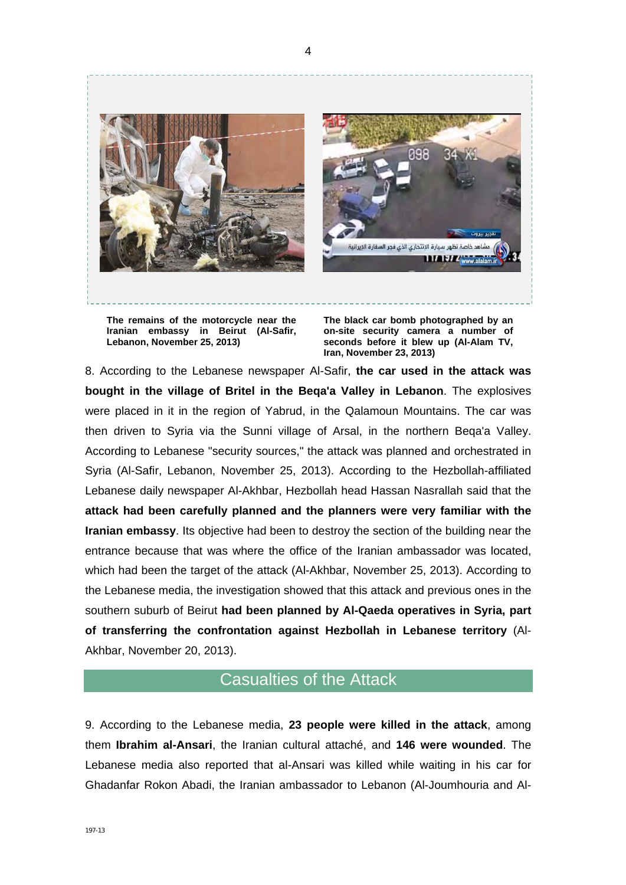**The remains of the motorcycle near the Iranian embassy in Beirut (Al-Safir, Lebanon, November 25, 2013)**

**The black car bomb photographed by an on-site security camera a number of seconds before it blew up (Al-Alam TV, Iran, November 23, 2013)**

8. According to the Lebanese newspaper Al-Safir, **the car used in the attack was bought in the village of Britel in the Beqa'a Valley in Lebanon**. The explosives were placed in it in the region of Yabrud, in the Qalamoun Mountains. The car was then driven to Syria via the Sunni village of Arsal, in the northern Beqa'a Valley. According to Lebanese "security sources," the attack was planned and orchestrated in Syria (Al-Safir, Lebanon, November 25, 2013). According to the Hezbollah-affiliated Lebanese daily newspaper Al-Akhbar, Hezbollah head Hassan Nasrallah said that the **attack had been carefully planned and the planners were very familiar with the Iranian embassy**. Its objective had been to destroy the section of the building near the entrance because that was where the office of the Iranian ambassador was located, which had been the target of the attack (Al-Akhbar, November 25, 2013). According to the Lebanese media, the investigation showed that this attack and previous ones in the southern suburb of Beirut **had been planned by Al-Qaeda operatives in Syria, part of transferring the confrontation against Hezbollah in Lebanese territory** (Al-Akhbar, November 20, 2013).

## Casualties of the Attack

9. According to the Lebanese media, **23 people were killed in the attack**, among them **Ibrahim al-Ansari**, the Iranian cultural attaché, and **146 were wounded**. The Lebanese media also reported that al-Ansari was killed while waiting in his car for Ghadanfar Rokon Abadi, the Iranian ambassador to Lebanon (Al-Joumhouria and Al-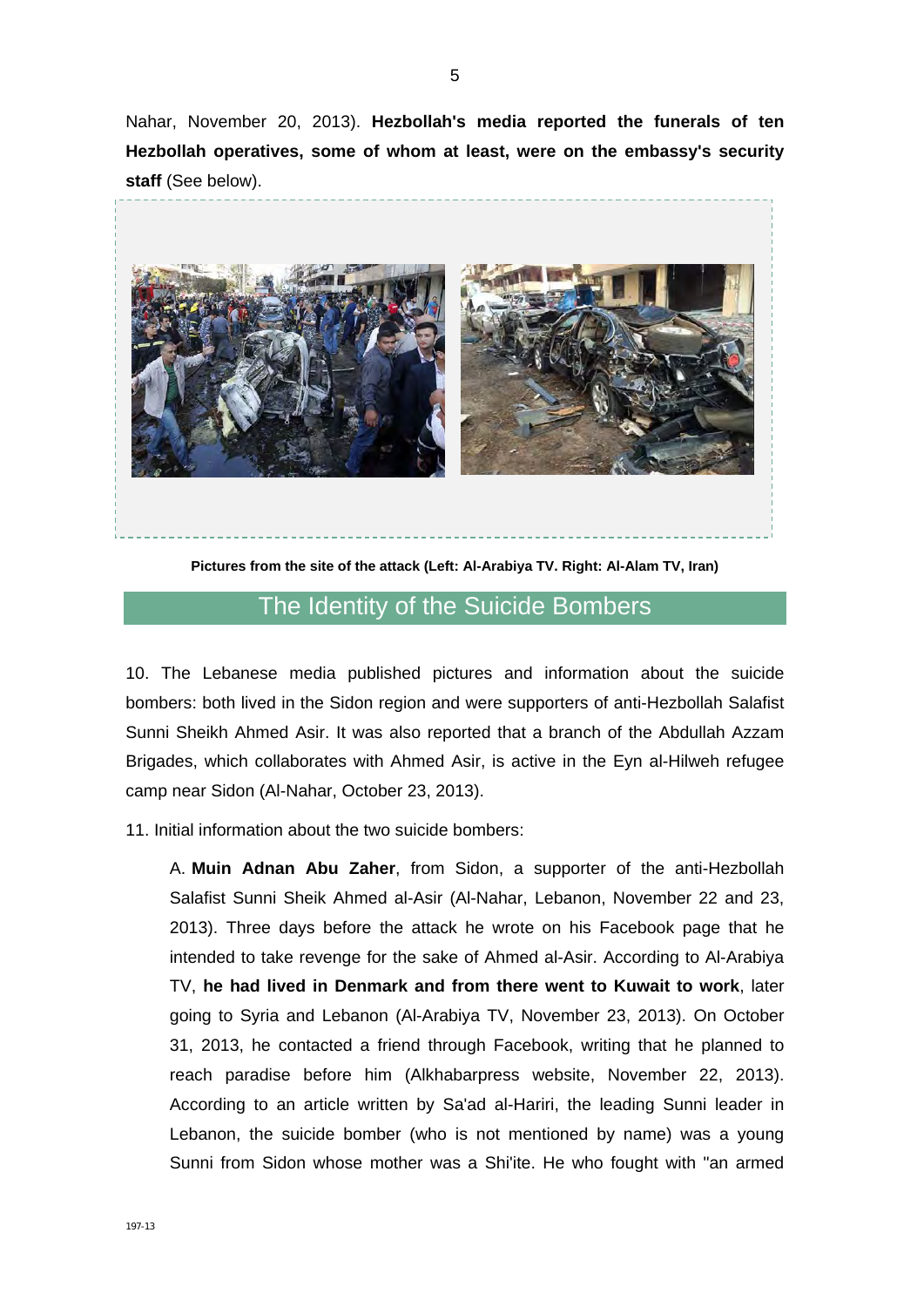Nahar, November 20, 2013). **Hezbollah's media reported the funerals of ten Hezbollah operatives, some of whom at least, were on the embassy's security staff** (See below).

**Pictures from the site of the attack (Left: Al-Arabiya TV. Right: Al-Alam TV, Iran)**

## The Identity of the Suicide Bombers

10. The Lebanese media published pictures and information about the suicide bombers: both lived in the Sidon region and were supporters of anti-Hezbollah Salafist Sunni Sheikh Ahmed Asir. It was also reported that a branch of the Abdullah Azzam Brigades, which collaborates with Ahmed Asir, is active in the Eyn al-Hilweh refugee camp near Sidon (Al-Nahar, October 23, 2013).

11. Initial information about the two suicide bombers:

A. **Muin Adnan Abu Zaher**, from Sidon, a supporter of the anti-Hezbollah Salafist Sunni Sheik Ahmed al-Asir (Al-Nahar, Lebanon, November 22 and 23, 2013). Three days before the attack he wrote on his Facebook page that he intended to take revenge for the sake of Ahmed al-Asir. According to Al-Arabiya TV, **he had lived in Denmark and from there went to Kuwait to work**, later going to Syria and Lebanon (Al-Arabiya TV, November 23, 2013). On October 31, 2013, he contacted a friend through Facebook, writing that he planned to reach paradise before him (Alkhabarpress website, November 22, 2013). According to an article written by Sa'ad al-Hariri, the leading Sunni leader in Lebanon, the suicide bomber (who is not mentioned by name) was a young Sunni from Sidon whose mother was a Shi'ite. He who fought with "an armed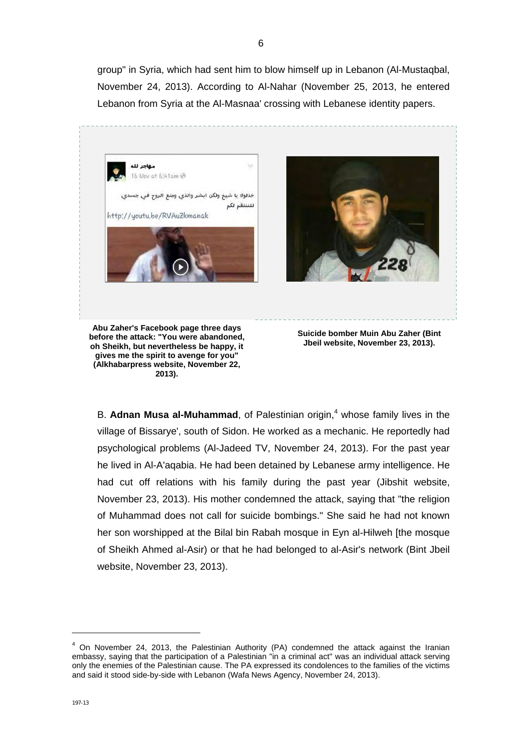group" in Syria, which had sent him to blow himself up in Lebanon (Al-Mustaqbal, November 24, 2013). According to Al-Nahar (November 25, 2013, he entered Lebanon from Syria at the Al-Masnaa' crossing with Lebanese identity papers.

Abu Zaher's Facebook page three days before the attack: "You were abandoned, oh Sheikh, but nevertheless be happy, it gives me the spirit to avenge for you" (Alkhabarpress website, November 22, 2013).

Suicide bomber Muin Abu Zaher (Bint Jbeil website, November 23, 2013).

B. **Adnan Musa al-Muhammad**, of Palestinian origin,[4] whose family lives in the village of Bissarye', south of Sidon. He worked as a mechanic. He reportedly had psychological problems (Al-Jadeed TV, November 24, 2013). For the past year he lived in Al-A'aqabia. He had been detained by Lebanese army intelligence. He had cut off relations with his family during the past year (Jibshit website, November 23, 2013). His mother condemned the attack, saying that "the religion of Muhammad does not call for suicide bombings." She said he had not known her son worshipped at the Bilal bin Rabah mosque in Eyn al-Hilweh [the mosque of Sheikh Ahmed al-Asir) or that he had belonged to al-Asir's network (Bint Jbeil website, November 23, 2013).

[4] On November 24, 2013, the Palestinian Authority (PA) condemned the attack against the Iranian embassy, saying that the participation of a Palestinian "in a criminal act" was an individual attack serving only the enemies of the Palestinian cause. The PA expressed its condolences to the families of the victims and said it stood side-by-side with Lebanon (Wafa News Agency, November 24, 2013).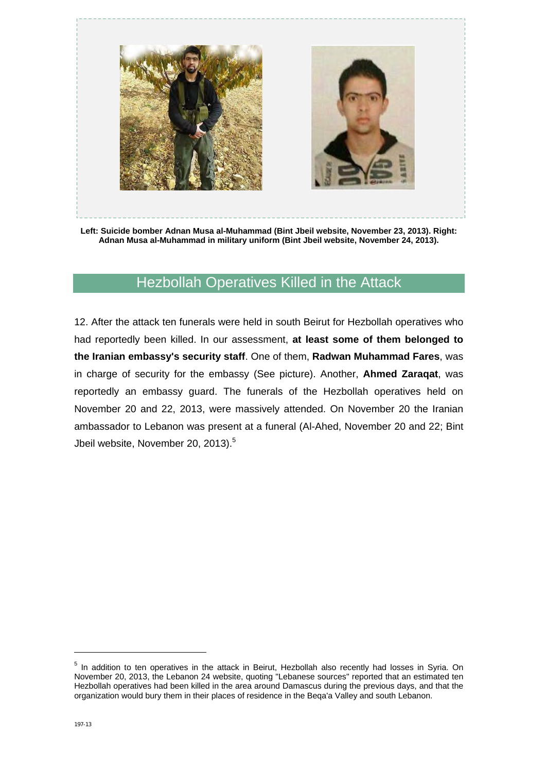**Left: Suicide bomber Adnan Musa al-Muhammad (Bint Jbeil website, November 23, 2013). Right: Adnan Musa al-Muhammad in military uniform (Bint Jbeil website, November 24, 2013).**

## Hezbollah Operatives Killed in the Attack

12. After the attack ten funerals were held in south Beirut for Hezbollah operatives who had reportedly been killed. In our assessment, **at least some of them belonged to the Iranian embassy's security staff**. One of them, **Radwan Muhammad Fares**, was in charge of security for the embassy (See picture). Another, **Ahmed Zaraqat**, was reportedly an embassy guard. The funerals of the Hezbollah operatives held on November 20 and 22, 2013, were massively attended. On November 20 the Iranian ambassador to Lebanon was present at a funeral (Al-Ahed, November 20 and 22; Bint Jbeil website, November 20, 2013).[5]

---

[5] In addition to ten operatives in the attack in Beirut, Hezbollah also recently had losses in Syria. On November 20, 2013, the Lebanon 24 website, quoting "Lebanese sources" reported that an estimated ten Hezbollah operatives had been killed in the area around Damascus during the previous days, and that the organization would bury them in their places of residence in the Beqa'a Valley and south Lebanon.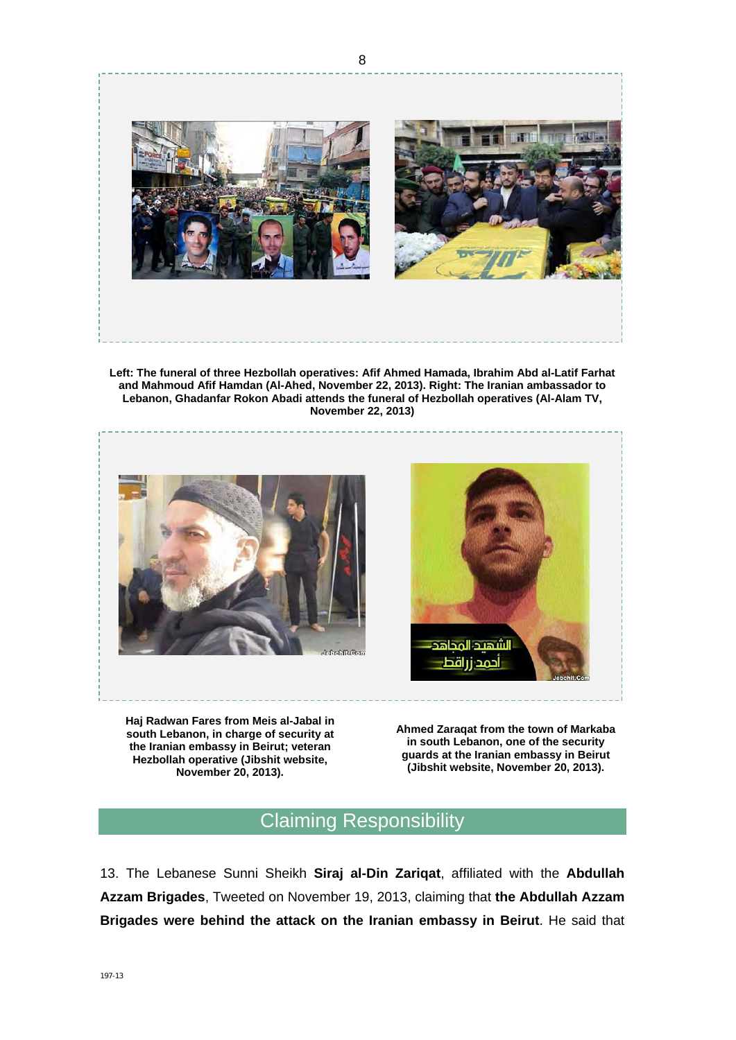Left: The funeral of three Hezbollah operatives: Afif Ahmed Hamada, Ibrahim Abd al-Latif Farhat and Mahmoud Afif Hamdan (Al-Ahed, November 22, 2013). Right: The Iranian ambassador to Lebanon, Ghadanfar Rokon Abadi attends the funeral of Hezbollah operatives (Al-Alam TV, November 22, 2013)

**Haj Radwan Fares from Meis al-Jabal in south Lebanon, in charge of security at the Iranian embassy in Beirut; veteran Hezbollah operative (Jibshit website, November 20, 2013).**

**Ahmed Zaraqat from the town of Markaba in south Lebanon, one of the security guards at the Iranian embassy in Beirut (Jibshit website, November 20, 2013).**

## Claiming Responsibility

13. The Lebanese Sunni Sheikh **Siraj al-Din Zariqat**, affiliated with the **Abdullah Azzam Brigades**, Tweeted on November 19, 2013, claiming that **the Abdullah Azzam Brigades were behind the attack on the Iranian embassy in Beirut**. He said that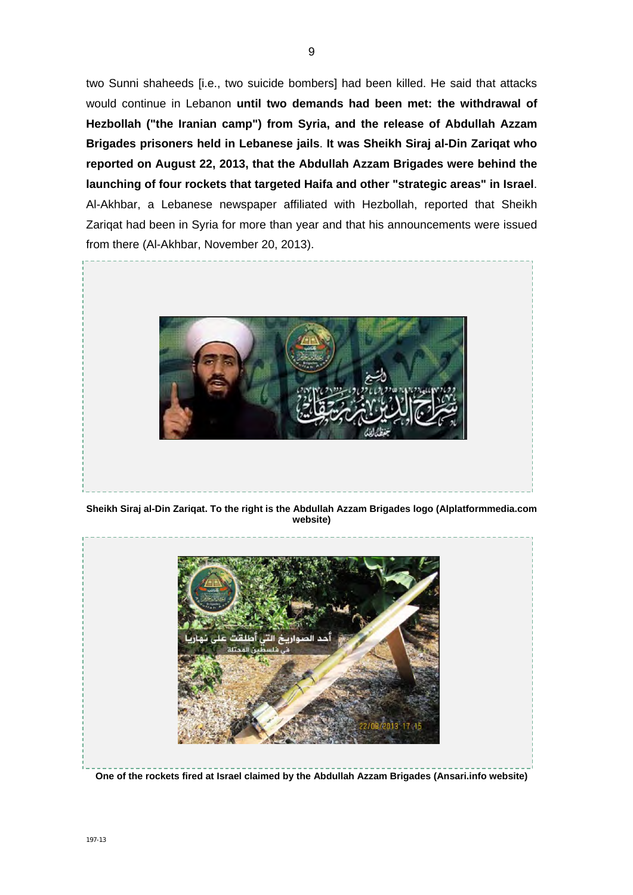two Sunni shaheeds [i.e., two suicide bombers] had been killed. He said that attacks would continue in Lebanon **until two demands had been met: the withdrawal of Hezbollah ("the Iranian camp") from Syria, and the release of Abdullah Azzam Brigades prisoners held in Lebanese jails**. **It was Sheikh Siraj al-Din Zariqat who reported on August 22, 2013, that the Abdullah Azzam Brigades were behind the launching of four rockets that targeted Haifa and other "strategic areas" in Israel**. Al-Akhbar, a Lebanese newspaper affiliated with Hezbollah, reported that Sheikh Zariqat had been in Syria for more than year and that his announcements were issued from there (Al-Akhbar, November 20, 2013).

**Sheikh Siraj al-Din Zariqat. To the right is the Abdullah Azzam Brigades logo (Alplatformmedia.com website)**

**One of the rockets fired at Israel claimed by the Abdullah Azzam Brigades (Ansari.info website)**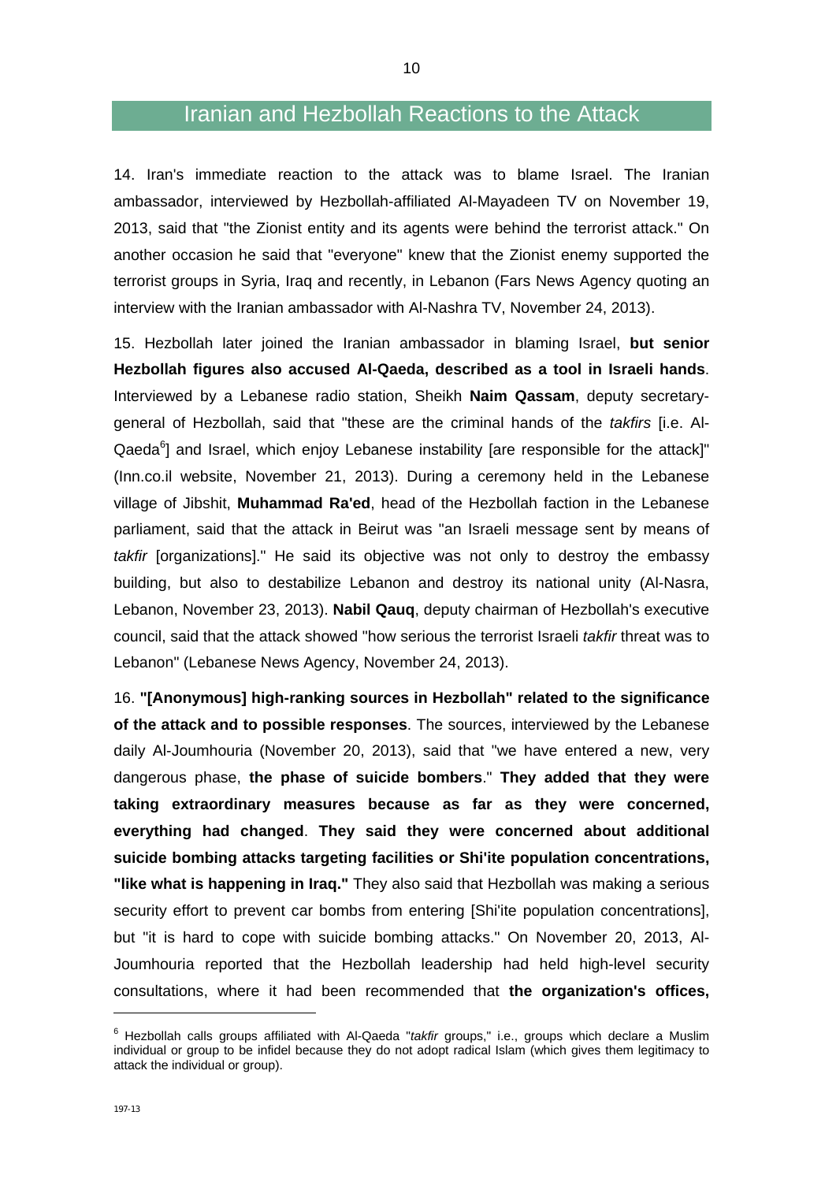## Iranian and Hezbollah Reactions to the Attack

14. Iran's immediate reaction to the attack was to blame Israel. The Iranian ambassador, interviewed by Hezbollah-affiliated Al-Mayadeen TV on November 19, 2013, said that "the Zionist entity and its agents were behind the terrorist attack." On another occasion he said that "everyone" knew that the Zionist enemy supported the terrorist groups in Syria, Iraq and recently, in Lebanon (Fars News Agency quoting an interview with the Iranian ambassador with Al-Nashra TV, November 24, 2013).

15. Hezbollah later joined the Iranian ambassador in blaming Israel, **but senior Hezbollah figures also accused Al-Qaeda, described as a tool in Israeli hands**. Interviewed by a Lebanese radio station, Sheikh **Naim Qassam**, deputy secretary-general of Hezbollah, said that "these are the criminal hands of the *takfirs* [i.e. Al-Qaeda[6]] and Israel, which enjoy Lebanese instability [are responsible for the attack]" (Inn.co.il website, November 21, 2013). During a ceremony held in the Lebanese village of Jibshit, **Muhammad Ra'ed**, head of the Hezbollah faction in the Lebanese parliament, said that the attack in Beirut was "an Israeli message sent by means of *takfir* [organizations]." He said its objective was not only to destroy the embassy building, but also to destabilize Lebanon and destroy its national unity (Al-Nasra, Lebanon, November 23, 2013). **Nabil Qauq**, deputy chairman of Hezbollah's executive council, said that the attack showed "how serious the terrorist Israeli *takfir* threat was to Lebanon" (Lebanese News Agency, November 24, 2013).

16. **"[Anonymous] high-ranking sources in Hezbollah" related to the significance of the attack and to possible responses**. The sources, interviewed by the Lebanese daily Al-Joumhouria (November 20, 2013), said that "we have entered a new, very dangerous phase, **the phase of suicide bombers**." **They added that they were taking extraordinary measures because as far as they were concerned, everything had changed**. **They said they were concerned about additional suicide bombing attacks targeting facilities or Shi'ite population concentrations, "like what is happening in Iraq."** They also said that Hezbollah was making a serious security effort to prevent car bombs from entering [Shi'ite population concentrations], but "it is hard to cope with suicide bombing attacks." On November 20, 2013, Al-Joumhouria reported that the Hezbollah leadership had held high-level security consultations, where it had been recommended that **the organization's offices,**

---

[6] Hezbollah calls groups affiliated with Al-Qaeda "*takfir* groups," i.e., groups which declare a Muslim individual or group to be infidel because they do not adopt radical Islam (which gives them legitimacy to attack the individual or group).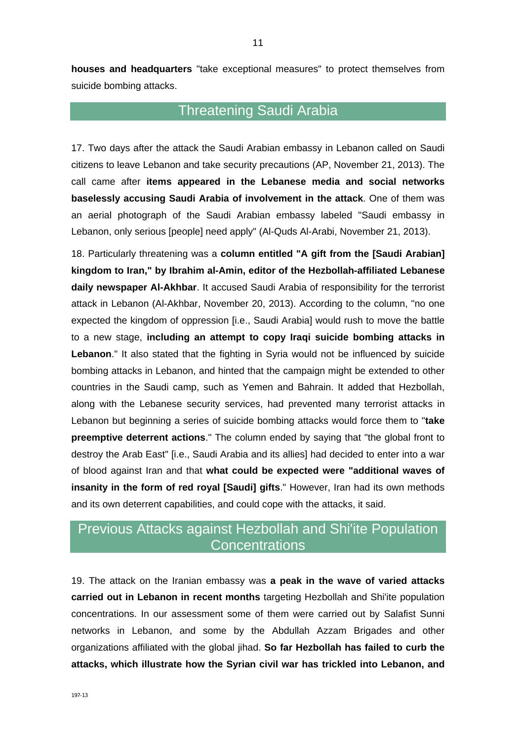**houses and headquarters** "take exceptional measures" to protect themselves from suicide bombing attacks.

## Threatening Saudi Arabia

17. Two days after the attack the Saudi Arabian embassy in Lebanon called on Saudi citizens to leave Lebanon and take security precautions (AP, November 21, 2013). The call came after **items appeared in the Lebanese media and social networks baselessly accusing Saudi Arabia of involvement in the attack**. One of them was an aerial photograph of the Saudi Arabian embassy labeled "Saudi embassy in Lebanon, only serious [people] need apply" (Al-Quds Al-Arabi, November 21, 2013).

18. Particularly threatening was a **column entitled "A gift from the [Saudi Arabian] kingdom to Iran," by Ibrahim al-Amin, editor of the Hezbollah-affiliated Lebanese daily newspaper Al-Akhbar**. It accused Saudi Arabia of responsibility for the terrorist attack in Lebanon (Al-Akhbar, November 20, 2013). According to the column, "no one expected the kingdom of oppression [i.e., Saudi Arabia] would rush to move the battle to a new stage, **including an attempt to copy Iraqi suicide bombing attacks in Lebanon**." It also stated that the fighting in Syria would not be influenced by suicide bombing attacks in Lebanon, and hinted that the campaign might be extended to other countries in the Saudi camp, such as Yemen and Bahrain. It added that Hezbollah, along with the Lebanese security services, had prevented many terrorist attacks in Lebanon but beginning a series of suicide bombing attacks would force them to "**take preemptive deterrent actions**." The column ended by saying that "the global front to destroy the Arab East" [i.e., Saudi Arabia and its allies] had decided to enter into a war of blood against Iran and that **what could be expected were "additional waves of insanity in the form of red royal [Saudi] gifts**." However, Iran had its own methods and its own deterrent capabilities, and could cope with the attacks, it said.

## Previous Attacks against Hezbollah and Shi'ite Population Concentrations

19. The attack on the Iranian embassy was **a peak in the wave of varied attacks carried out in Lebanon in recent months** targeting Hezbollah and Shi'ite population concentrations. In our assessment some of them were carried out by Salafist Sunni networks in Lebanon, and some by the Abdullah Azzam Brigades and other organizations affiliated with the global jihad. **So far Hezbollah has failed to curb the attacks, which illustrate how the Syrian civil war has trickled into Lebanon, and**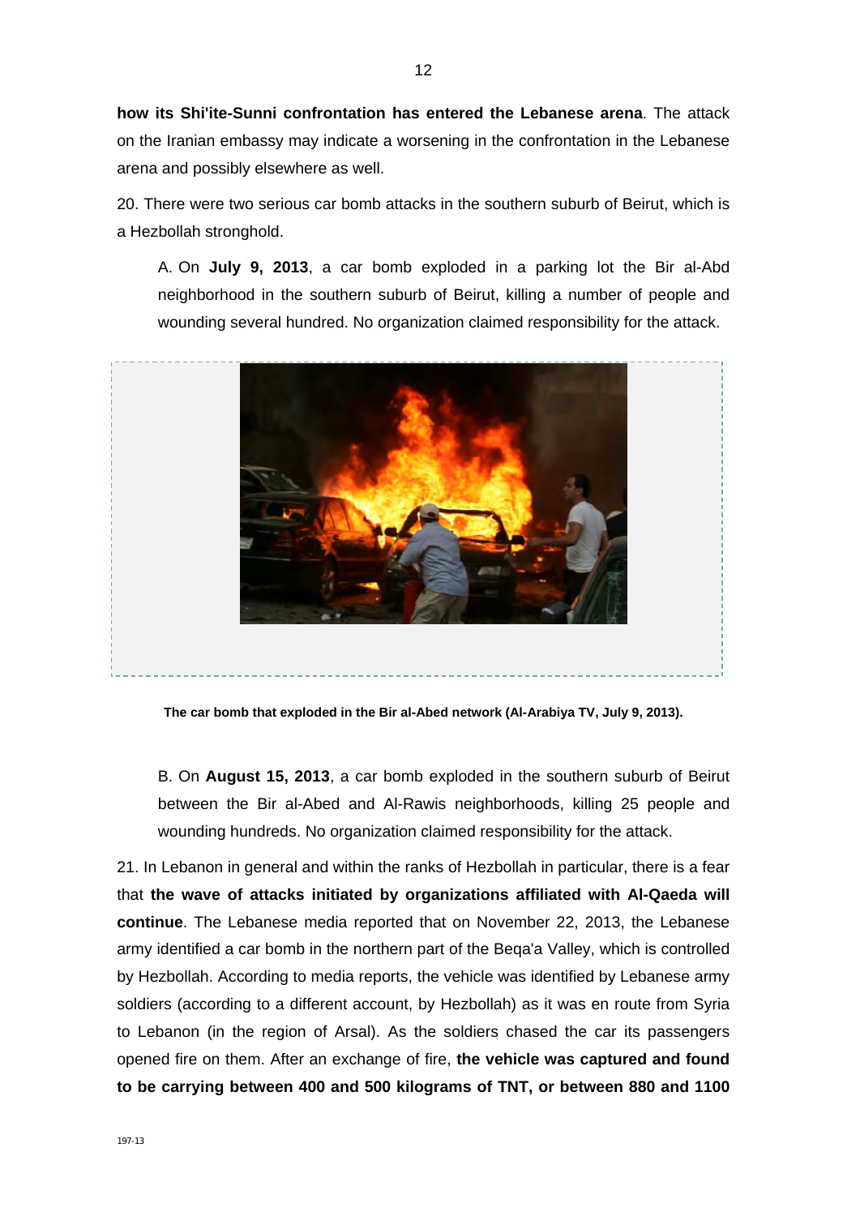**how its Shi'ite-Sunni confrontation has entered the Lebanese arena**. The attack on the Iranian embassy may indicate a worsening in the confrontation in the Lebanese arena and possibly elsewhere as well.

20. There were two serious car bomb attacks in the southern suburb of Beirut, which is a Hezbollah stronghold.

A. On **July 9, 2013**, a car bomb exploded in a parking lot the Bir al-Abd neighborhood in the southern suburb of Beirut, killing a number of people and wounding several hundred. No organization claimed responsibility for the attack.

**The car bomb that exploded in the Bir al-Abed network (Al-Arabiya TV, July 9, 2013).**

B. On **August 15, 2013**, a car bomb exploded in the southern suburb of Beirut between the Bir al-Abed and Al-Rawis neighborhoods, killing 25 people and wounding hundreds. No organization claimed responsibility for the attack.

21. In Lebanon in general and within the ranks of Hezbollah in particular, there is a fear that **the wave of attacks initiated by organizations affiliated with Al-Qaeda will continue**. The Lebanese media reported that on November 22, 2013, the Lebanese army identified a car bomb in the northern part of the Beqa'a Valley, which is controlled by Hezbollah. According to media reports, the vehicle was identified by Lebanese army soldiers (according to a different account, by Hezbollah) as it was en route from Syria to Lebanon (in the region of Arsal). As the soldiers chased the car its passengers opened fire on them. After an exchange of fire, **the vehicle was captured and found to be carrying between 400 and 500 kilograms of TNT, or between 880 and 1100**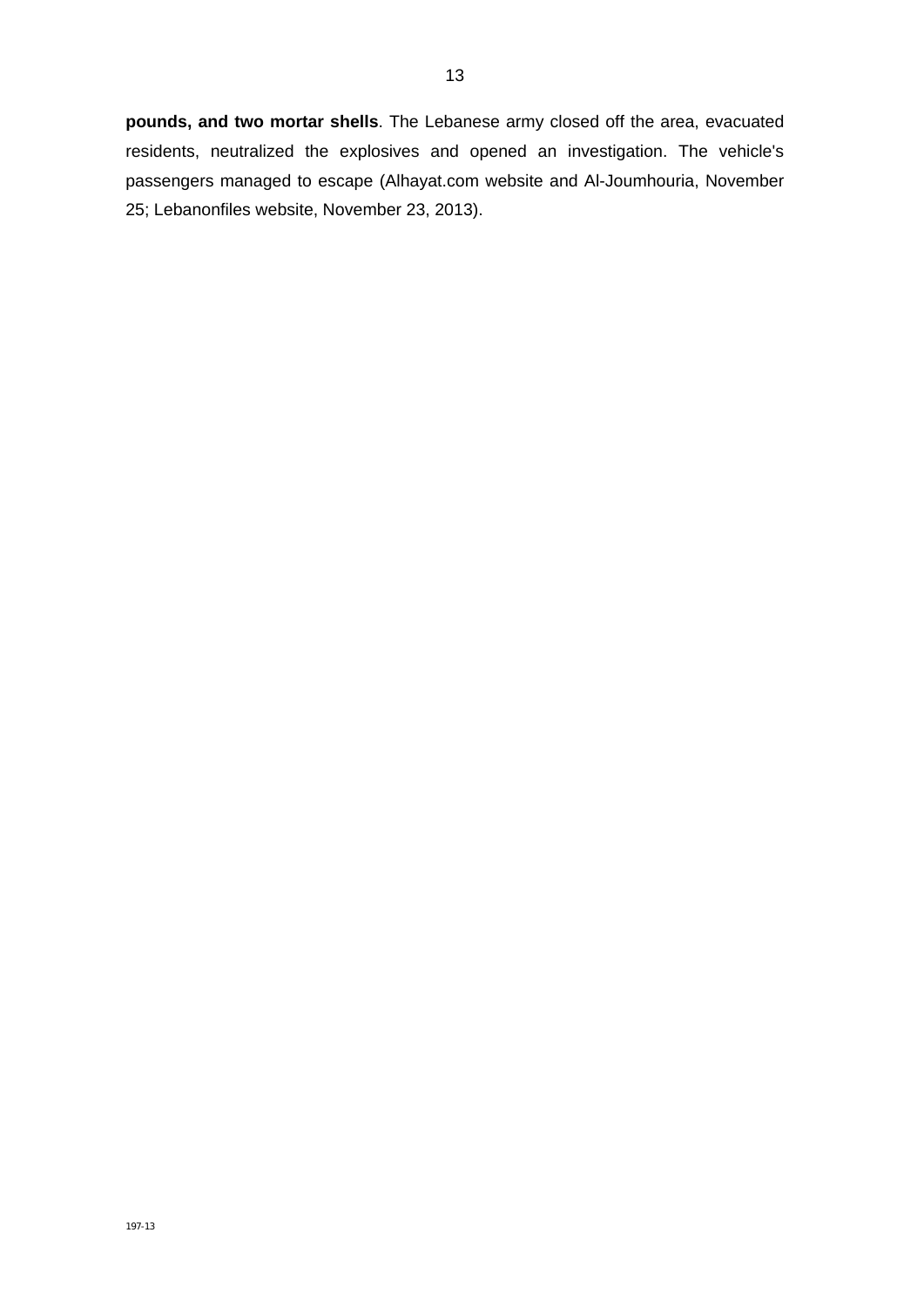**pounds, and two mortar shells**. The Lebanese army closed off the area, evacuated residents, neutralized the explosives and opened an investigation. The vehicle's passengers managed to escape (Alhayat.com website and Al-Joumhouria, November 25; Lebanonfiles website, November 23, 2013).